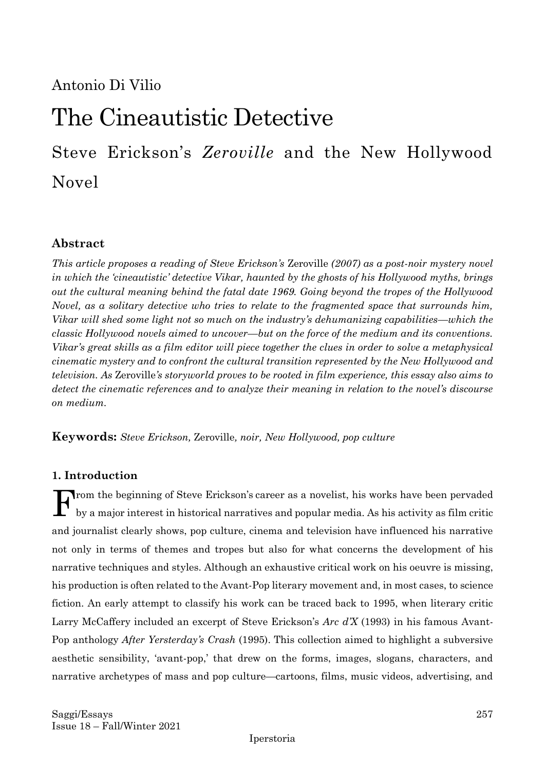Antonio Di Vilio

# The Cineautistic Detective

## Steve Erickson's *Zeroville* and the New Hollywood Novel

### Abstract

*This article proposes a reading of Steve Erickson's* Zeroville *(2007) as a post-noir mystery novel in which the 'cineautistic' detective Vikar, haunted by the ghosts of his Hollywood myths, brings out the cultural meaning behind the fatal date 1969. Going beyond the tropes of the Hollywood Novel, as a solitary detective who tries to relate to the fragmented space that surrounds him, Vikar will shed some light not so much on the industry's dehumanizing capabilities—which the classic Hollywood novels aimed to uncover—but on the force of the medium and its conventions. Vikar's great skills as a film editor will piece together the clues in order to solve a metaphysical cinematic mystery and to confront the cultural transition represented by the New Hollywood and television. As* Zeroville*'s storyworld proves to be rooted in film experience, this essay also aims to detect the cinematic references and to analyze their meaning in relation to the novel's discourse on medium.*

**Keywords:** *Steve Erickson,* Zeroville*, noir, New Hollywood, pop culture*

### 1. Introduction

From the beginning of Steve Erickson's career as a novelist, his works have been pervaded by a major interest in historical narratives and popular media. As his activity as film critic and journalist clearly shows, pop culture, cinema and television have influenced his narrative not only in terms of themes and tropes but also for what concerns the development of his narrative techniques and styles. Although an exhaustive critical work on his oeuvre is missing, his production is often related to the Avant-Pop literary movement and, in most cases, to science fiction. An early attempt to classify his work can be traced back to 1995, when literary critic Larry McCaffery included an excerpt of Steve Erickson's *Arc d'X* (1993) in his famous Avant-Pop anthology *After Yersterday's Crash* (1995). This collection aimed to highlight a subversive aesthetic sensibility, 'avant-pop,' that drew on the forms, images, slogans, characters, and narrative archetypes of mass and pop culture—cartoons, films, music videos, advertising, and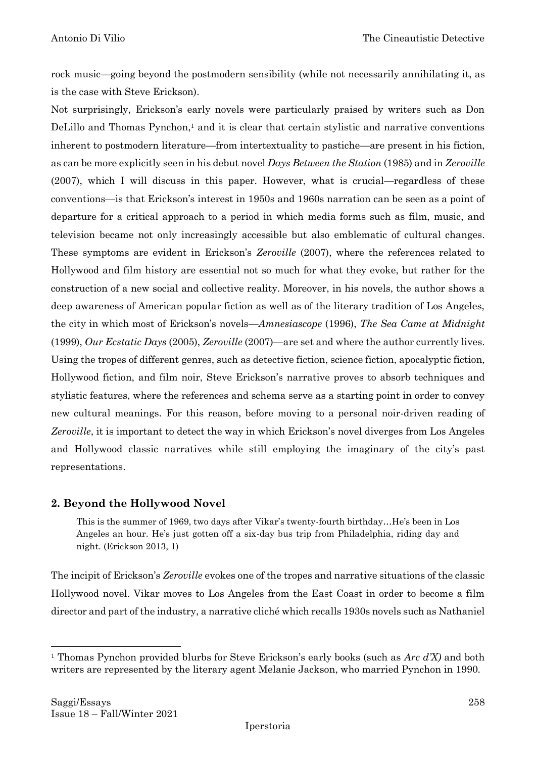rock music—going beyond the postmodern sensibility (while not necessarily annihilating it, as is the case with Steve Erickson).

Not surprisingly, Erickson's early novels were particularly praised by writers such as Don DeLillo and Thomas Pynchon,[1] and it is clear that certain stylistic and narrative conventions inherent to postmodern literature—from intertextuality to pastiche—are present in his fiction, as can be more explicitly seen in his debut novel *Days Between the Station* (1985) and in *Zeroville* (2007), which I will discuss in this paper. However, what is crucial—regardless of these conventions—is that Erickson's interest in 1950s and 1960s narration can be seen as a point of departure for a critical approach to a period in which media forms such as film, music, and television became not only increasingly accessible but also emblematic of cultural changes. These symptoms are evident in Erickson's *Zeroville* (2007), where the references related to Hollywood and film history are essential not so much for what they evoke, but rather for the construction of a new social and collective reality. Moreover, in his novels, the author shows a deep awareness of American popular fiction as well as of the literary tradition of Los Angeles, the city in which most of Erickson's novels—*Amnesiascope* (1996), *The Sea Came at Midnight* (1999), *Our Ecstatic Days* (2005), *Zeroville* (2007)—are set and where the author currently lives. Using the tropes of different genres, such as detective fiction, science fiction, apocalyptic fiction, Hollywood fiction, and film noir, Steve Erickson's narrative proves to absorb techniques and stylistic features, where the references and schema serve as a starting point in order to convey new cultural meanings. For this reason, before moving to a personal noir-driven reading of *Zeroville*, it is important to detect the way in which Erickson's novel diverges from Los Angeles and Hollywood classic narratives while still employing the imaginary of the city's past representations.

## 2. Beyond the Hollywood Novel

> This is the summer of 1969, two days after Vikar's twenty-fourth birthday…He's been in Los Angeles an hour. He's just gotten off a six-day bus trip from Philadelphia, riding day and night. (Erickson 2013, 1)

The incipit of Erickson's *Zeroville* evokes one of the tropes and narrative situations of the classic Hollywood novel. Vikar moves to Los Angeles from the East Coast in order to become a film director and part of the industry, a narrative cliché which recalls 1930s novels such as Nathaniel

[1] Thomas Pynchon provided blurbs for Steve Erickson's early books (such as *Arc d'X)* and both writers are represented by the literary agent Melanie Jackson, who married Pynchon in 1990.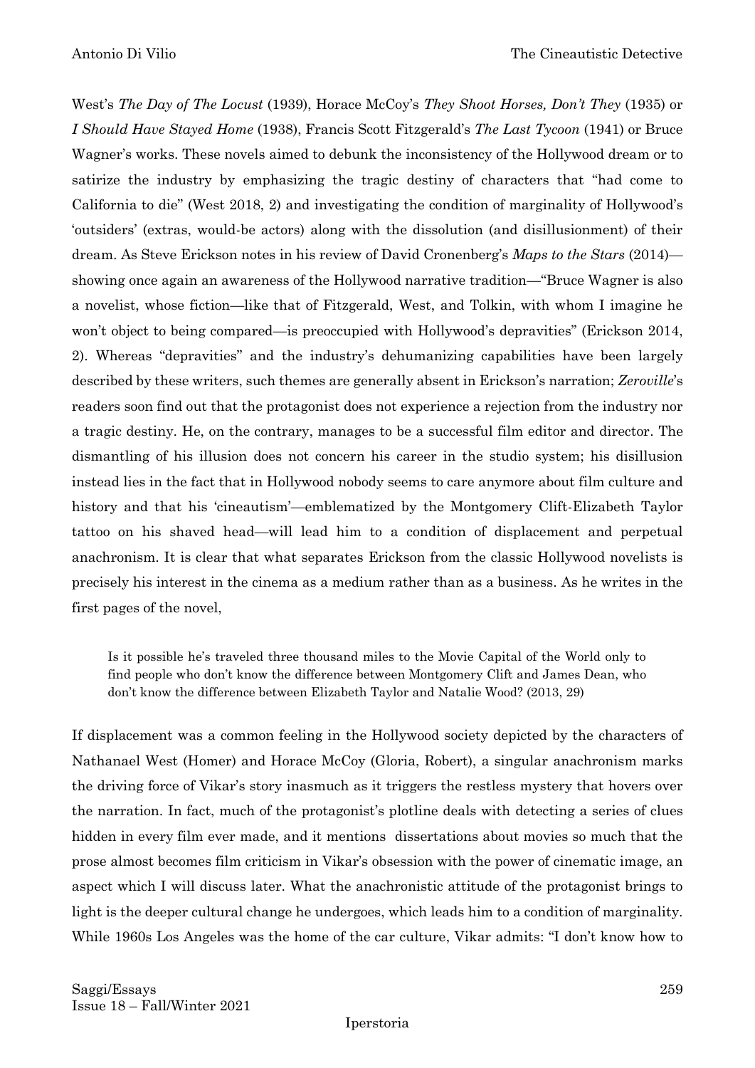West's *The Day of The Locust* (1939), Horace McCoy's *They Shoot Horses, Don't They* (1935) or *I Should Have Stayed Home* (1938), Francis Scott Fitzgerald's *The Last Tycoon* (1941) or Bruce Wagner's works. These novels aimed to debunk the inconsistency of the Hollywood dream or to satirize the industry by emphasizing the tragic destiny of characters that "had come to California to die" (West 2018, 2) and investigating the condition of marginality of Hollywood's 'outsiders' (extras, would-be actors) along with the dissolution (and disillusionment) of their dream. As Steve Erickson notes in his review of David Cronenberg's *Maps to the Stars* (2014)—showing once again an awareness of the Hollywood narrative tradition—"Bruce Wagner is also a novelist, whose fiction—like that of Fitzgerald, West, and Tolkin, with whom I imagine he won't object to being compared—is preoccupied with Hollywood's depravities" (Erickson 2014, 2). Whereas "depravities" and the industry's dehumanizing capabilities have been largely described by these writers, such themes are generally absent in Erickson's narration; *Zeroville*'s readers soon find out that the protagonist does not experience a rejection from the industry nor a tragic destiny. He, on the contrary, manages to be a successful film editor and director. The dismantling of his illusion does not concern his career in the studio system; his disillusion instead lies in the fact that in Hollywood nobody seems to care anymore about film culture and history and that his 'cineautism'—emblematized by the Montgomery Clift-Elizabeth Taylor tattoo on his shaved head—will lead him to a condition of displacement and perpetual anachronism. It is clear that what separates Erickson from the classic Hollywood novelists is precisely his interest in the cinema as a medium rather than as a business. As he writes in the first pages of the novel,

> Is it possible he's traveled three thousand miles to the Movie Capital of the World only to find people who don't know the difference between Montgomery Clift and James Dean, who don't know the difference between Elizabeth Taylor and Natalie Wood? (2013, 29)

If displacement was a common feeling in the Hollywood society depicted by the characters of Nathanael West (Homer) and Horace McCoy (Gloria, Robert), a singular anachronism marks the driving force of Vikar's story inasmuch as it triggers the restless mystery that hovers over the narration. In fact, much of the protagonist's plotline deals with detecting a series of clues hidden in every film ever made, and it mentions dissertations about movies so much that the prose almost becomes film criticism in Vikar's obsession with the power of cinematic image, an aspect which I will discuss later. What the anachronistic attitude of the protagonist brings to light is the deeper cultural change he undergoes, which leads him to a condition of marginality. While 1960s Los Angeles was the home of the car culture, Vikar admits: "I don't know how to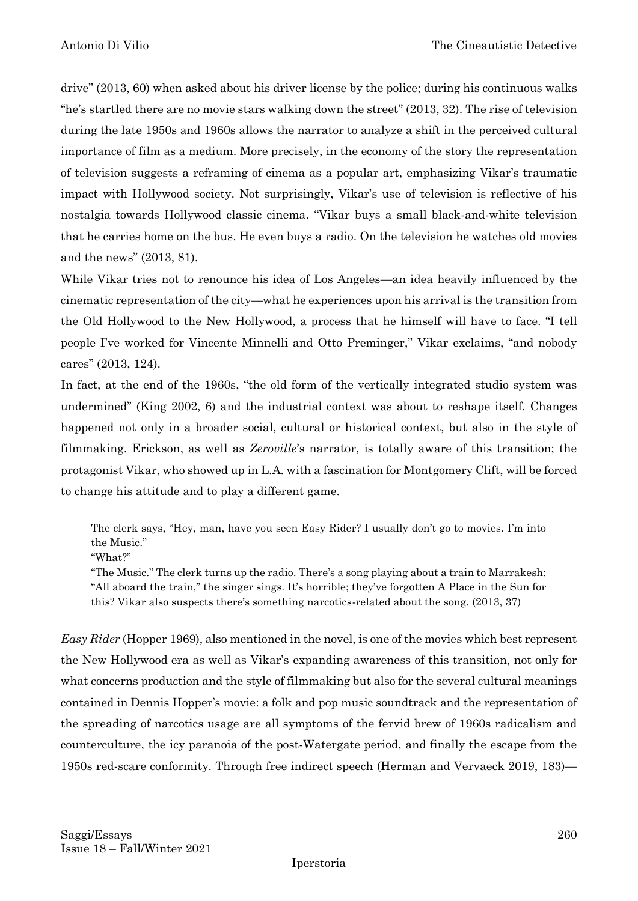drive" (2013, 60) when asked about his driver license by the police; during his continuous walks "he's startled there are no movie stars walking down the street" (2013, 32). The rise of television during the late 1950s and 1960s allows the narrator to analyze a shift in the perceived cultural importance of film as a medium. More precisely, in the economy of the story the representation of television suggests a reframing of cinema as a popular art, emphasizing Vikar's traumatic impact with Hollywood society. Not surprisingly, Vikar's use of television is reflective of his nostalgia towards Hollywood classic cinema. "Vikar buys a small black-and-white television that he carries home on the bus. He even buys a radio. On the television he watches old movies and the news" (2013, 81).

While Vikar tries not to renounce his idea of Los Angeles—an idea heavily influenced by the cinematic representation of the city—what he experiences upon his arrival is the transition from the Old Hollywood to the New Hollywood, a process that he himself will have to face. "I tell people I've worked for Vincente Minnelli and Otto Preminger," Vikar exclaims, "and nobody cares" (2013, 124).

In fact, at the end of the 1960s, "the old form of the vertically integrated studio system was undermined" (King 2002, 6) and the industrial context was about to reshape itself. Changes happened not only in a broader social, cultural or historical context, but also in the style of filmmaking. Erickson, as well as *Zeroville*'s narrator, is totally aware of this transition; the protagonist Vikar, who showed up in L.A. with a fascination for Montgomery Clift, will be forced to change his attitude and to play a different game.

> The clerk says, "Hey, man, have you seen Easy Rider? I usually don't go to movies. I'm into the Music."
> "What?"
> "The Music." The clerk turns up the radio. There's a song playing about a train to Marrakesh: "All aboard the train," the singer sings. It's horrible; they've forgotten A Place in the Sun for this? Vikar also suspects there's something narcotics-related about the song. (2013, 37)

*Easy Rider* (Hopper 1969), also mentioned in the novel, is one of the movies which best represent the New Hollywood era as well as Vikar's expanding awareness of this transition, not only for what concerns production and the style of filmmaking but also for the several cultural meanings contained in Dennis Hopper's movie: a folk and pop music soundtrack and the representation of the spreading of narcotics usage are all symptoms of the fervid brew of 1960s radicalism and counterculture, the icy paranoia of the post-Watergate period, and finally the escape from the 1950s red-scare conformity. Through free indirect speech (Herman and Vervaeck 2019, 183)—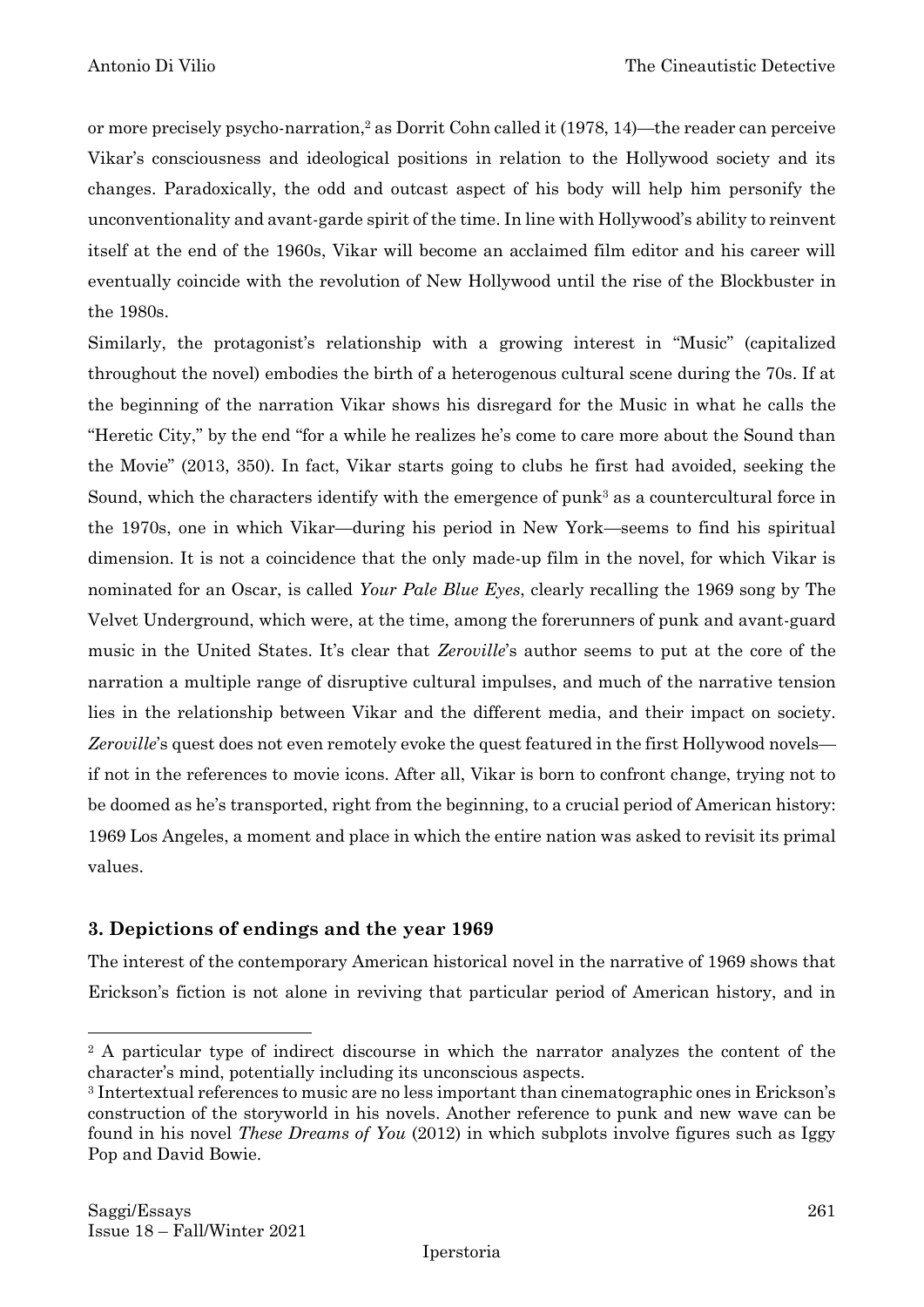or more precisely psycho-narration,[2] as Dorrit Cohn called it (1978, 14)—the reader can perceive Vikar's consciousness and ideological positions in relation to the Hollywood society and its changes. Paradoxically, the odd and outcast aspect of his body will help him personify the unconventionality and avant-garde spirit of the time. In line with Hollywood's ability to reinvent itself at the end of the 1960s, Vikar will become an acclaimed film editor and his career will eventually coincide with the revolution of New Hollywood until the rise of the Blockbuster in the 1980s.

Similarly, the protagonist's relationship with a growing interest in "Music" (capitalized throughout the novel) embodies the birth of a heterogenous cultural scene during the 70s. If at the beginning of the narration Vikar shows his disregard for the Music in what he calls the "Heretic City," by the end "for a while he realizes he's come to care more about the Sound than the Movie" (2013, 350). In fact, Vikar starts going to clubs he first had avoided, seeking the Sound, which the characters identify with the emergence of punk[3] as a countercultural force in the 1970s, one in which Vikar—during his period in New York—seems to find his spiritual dimension. It is not a coincidence that the only made-up film in the novel, for which Vikar is nominated for an Oscar, is called *Your Pale Blue Eyes*, clearly recalling the 1969 song by The Velvet Underground, which were, at the time, among the forerunners of punk and avant-guard music in the United States. It's clear that ***Zeroville***'s author seems to put at the core of the narration a multiple range of disruptive cultural impulses, and much of the narrative tension lies in the relationship between Vikar and the different media, and their impact on society. ***Zeroville***'s quest does not even remotely evoke the quest featured in the first Hollywood novels—if not in the references to movie icons. After all, Vikar is born to confront change, trying not to be doomed as he's transported, right from the beginning, to a crucial period of American history: 1969 Los Angeles, a moment and place in which the entire nation was asked to revisit its primal values.

## 3. Depictions of endings and the year 1969

The interest of the contemporary American historical novel in the narrative of 1969 shows that Erickson's fiction is not alone in reviving that particular period of American history, and in

---

[2] A particular type of indirect discourse in which the narrator analyzes the content of the character's mind, potentially including its unconscious aspects.

[3] Intertextual references to music are no less important than cinematographic ones in Erickson's construction of the storyworld in his novels. Another reference to punk and new wave can be found in his novel *These Dreams of You* (2012) in which subplots involve figures such as Iggy Pop and David Bowie.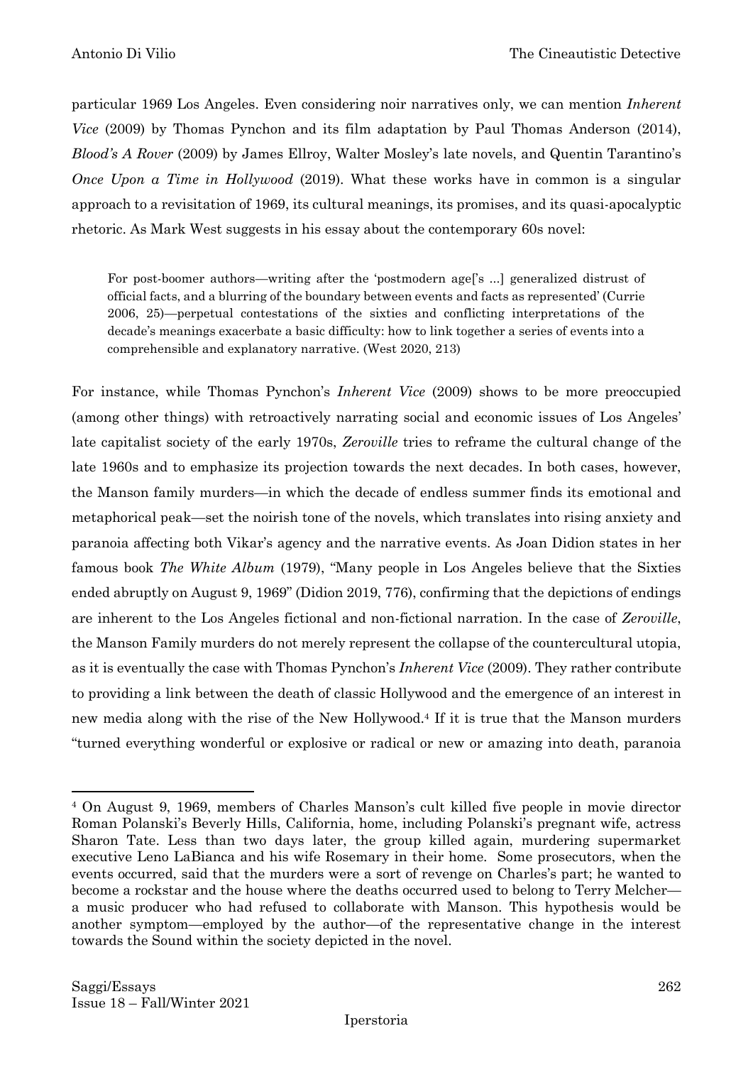particular 1969 Los Angeles. Even considering noir narratives only, we can mention *Inherent Vice* (2009) by Thomas Pynchon and its film adaptation by Paul Thomas Anderson (2014), *Blood's A Rover* (2009) by James Ellroy, Walter Mosley's late novels, and Quentin Tarantino's *Once Upon a Time in Hollywood* (2019). What these works have in common is a singular approach to a revisitation of 1969, its cultural meanings, its promises, and its quasi-apocalyptic rhetoric. As Mark West suggests in his essay about the contemporary 60s novel:

> For post-boomer authors—writing after the 'postmodern age['s ...] generalized distrust of official facts, and a blurring of the boundary between events and facts as represented' (Currie 2006, 25)—perpetual contestations of the sixties and conflicting interpretations of the decade's meanings exacerbate a basic difficulty: how to link together a series of events into a comprehensible and explanatory narrative. (West 2020, 213)

For instance, while Thomas Pynchon's *Inherent Vice* (2009) shows to be more preoccupied (among other things) with retroactively narrating social and economic issues of Los Angeles' late capitalist society of the early 1970s, *Zeroville* tries to reframe the cultural change of the late 1960s and to emphasize its projection towards the next decades. In both cases, however, the Manson family murders—in which the decade of endless summer finds its emotional and metaphorical peak—set the noirish tone of the novels, which translates into rising anxiety and paranoia affecting both Vikar's agency and the narrative events. As Joan Didion states in her famous book *The White Album* (1979), "Many people in Los Angeles believe that the Sixties ended abruptly on August 9, 1969" (Didion 2019, 776), confirming that the depictions of endings are inherent to the Los Angeles fictional and non-fictional narration. In the case of *Zeroville*, the Manson Family murders do not merely represent the collapse of the countercultural utopia, as it is eventually the case with Thomas Pynchon's *Inherent Vice* (2009). They rather contribute to providing a link between the death of classic Hollywood and the emergence of an interest in new media along with the rise of the New Hollywood.[4] If it is true that the Manson murders "turned everything wonderful or explosive or radical or new or amazing into death, paranoia

---

[4] On August 9, 1969, members of Charles Manson's cult killed five people in movie director Roman Polanski's Beverly Hills, California, home, including Polanski's pregnant wife, actress Sharon Tate. Less than two days later, the group killed again, murdering supermarket executive Leno LaBianca and his wife Rosemary in their home. Some prosecutors, when the events occurred, said that the murders were a sort of revenge on Charles's part; he wanted to become a rockstar and the house where the deaths occurred used to belong to Terry Melcher—a music producer who had refused to collaborate with Manson. This hypothesis would be another symptom—employed by the author—of the representative change in the interest towards the Sound within the society depicted in the novel.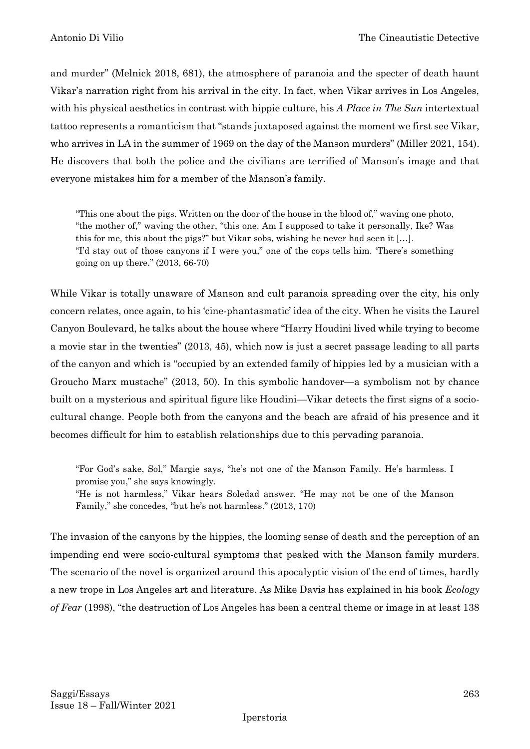and murder" (Melnick 2018, 681), the atmosphere of paranoia and the specter of death haunt Vikar's narration right from his arrival in the city. In fact, when Vikar arrives in Los Angeles, with his physical aesthetics in contrast with hippie culture, his *A Place in The Sun* intertextual tattoo represents a romanticism that "stands juxtaposed against the moment we first see Vikar, who arrives in LA in the summer of 1969 on the day of the Manson murders" (Miller 2021, 154). He discovers that both the police and the civilians are terrified of Manson's image and that everyone mistakes him for a member of the Manson's family.

> "This one about the pigs. Written on the door of the house in the blood of," waving one photo, "the mother of," waving the other, "this one. Am I supposed to take it personally, Ike? Was this for me, this about the pigs?" but Vikar sobs, wishing he never had seen it […].
> "I'd stay out of those canyons if I were you," one of the cops tells him. 'There's something going on up there." (2013, 66-70)

While Vikar is totally unaware of Manson and cult paranoia spreading over the city, his only concern relates, once again, to his 'cine-phantasmatic' idea of the city. When he visits the Laurel Canyon Boulevard, he talks about the house where "Harry Houdini lived while trying to become a movie star in the twenties" (2013, 45), which now is just a secret passage leading to all parts of the canyon and which is "occupied by an extended family of hippies led by a musician with a Groucho Marx mustache" (2013, 50). In this symbolic handover—a symbolism not by chance built on a mysterious and spiritual figure like Houdini—Vikar detects the first signs of a socio-cultural change. People both from the canyons and the beach are afraid of his presence and it becomes difficult for him to establish relationships due to this pervading paranoia.

> "For God's sake, Sol," Margie says, "he's not one of the Manson Family. He's harmless. I promise you," she says knowingly.
> "He is not harmless," Vikar hears Soledad answer. "He may not be one of the Manson Family," she concedes, "but he's not harmless." (2013, 170)

The invasion of the canyons by the hippies, the looming sense of death and the perception of an impending end were socio-cultural symptoms that peaked with the Manson family murders. The scenario of the novel is organized around this apocalyptic vision of the end of times, hardly a new trope in Los Angeles art and literature. As Mike Davis has explained in his book *Ecology of Fear* (1998), "the destruction of Los Angeles has been a central theme or image in at least 138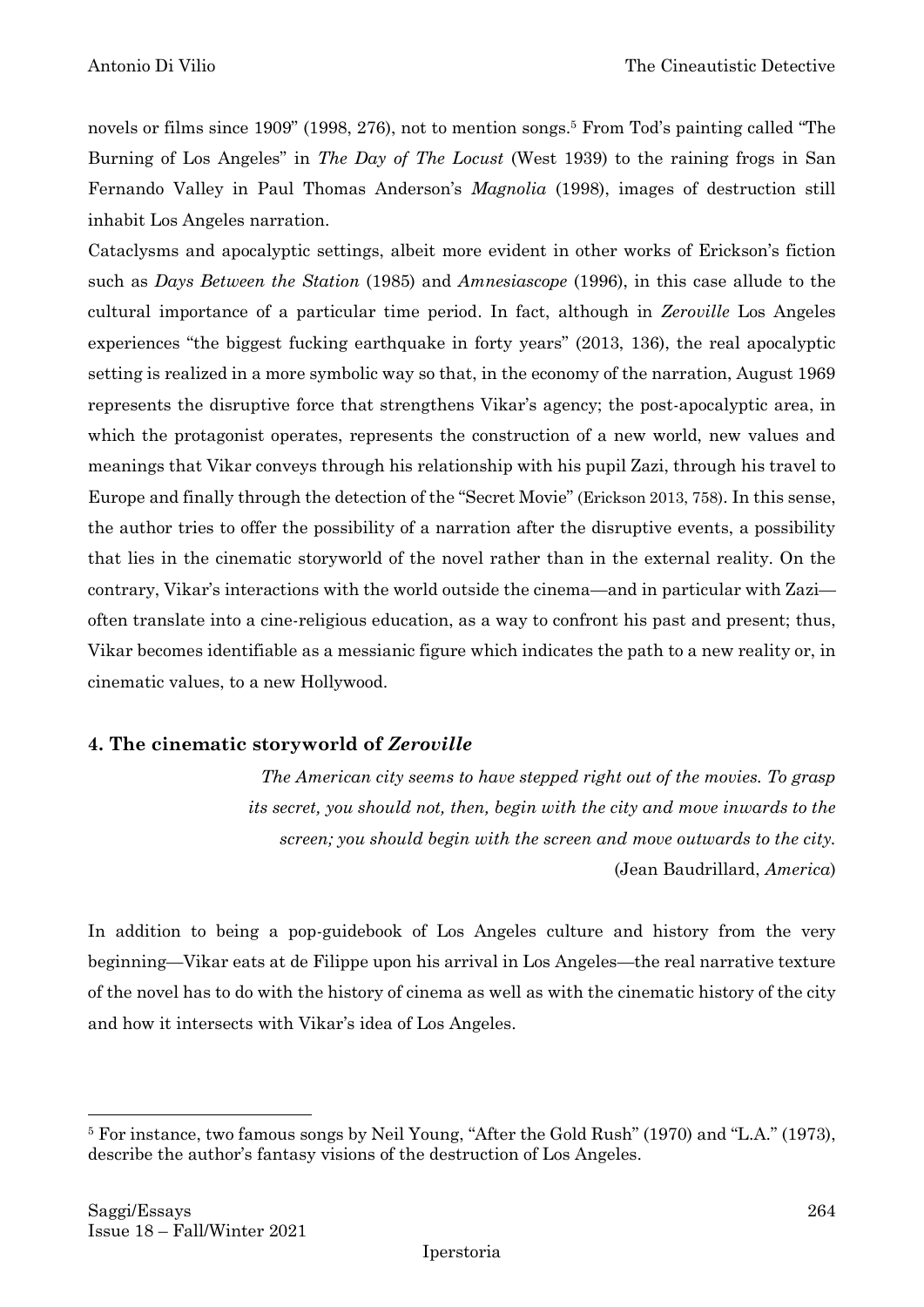novels or films since 1909" (1998, 276), not to mention songs.[5] From Tod's painting called "The Burning of Los Angeles" in *The Day of The Locust* (West 1939) to the raining frogs in San Fernando Valley in Paul Thomas Anderson's *Magnolia* (1998), images of destruction still inhabit Los Angeles narration.

Cataclysms and apocalyptic settings, albeit more evident in other works of Erickson's fiction such as *Days Between the Station* (1985) and *Amnesiascope* (1996), in this case allude to the cultural importance of a particular time period. In fact, although in *Zeroville* Los Angeles experiences "the biggest fucking earthquake in forty years" (2013, 136), the real apocalyptic setting is realized in a more symbolic way so that, in the economy of the narration, August 1969 represents the disruptive force that strengthens Vikar's agency; the post-apocalyptic area, in which the protagonist operates, represents the construction of a new world, new values and meanings that Vikar conveys through his relationship with his pupil Zazi, through his travel to Europe and finally through the detection of the "Secret Movie" (Erickson 2013, 758). In this sense, the author tries to offer the possibility of a narration after the disruptive events, a possibility that lies in the cinematic storyworld of the novel rather than in the external reality. On the contrary, Vikar's interactions with the world outside the cinema—and in particular with Zazi—often translate into a cine-religious education, as a way to confront his past and present; thus, Vikar becomes identifiable as a messianic figure which indicates the path to a new reality or, in cinematic values, to a new Hollywood.

## 4. The cinematic storyworld of *Zeroville*

> *The American city seems to have stepped right out of the movies. To grasp its secret, you should not, then, begin with the city and move inwards to the screen; you should begin with the screen and move outwards to the city.*
> (Jean Baudrillard, *America*)

In addition to being a pop-guidebook of Los Angeles culture and history from the very beginning—Vikar eats at de Filippe upon his arrival in Los Angeles—the real narrative texture of the novel has to do with the history of cinema as well as with the cinematic history of the city and how it intersects with Vikar's idea of Los Angeles.

---

[5] For instance, two famous songs by Neil Young, "After the Gold Rush" (1970) and "L.A." (1973), describe the author's fantasy visions of the destruction of Los Angeles.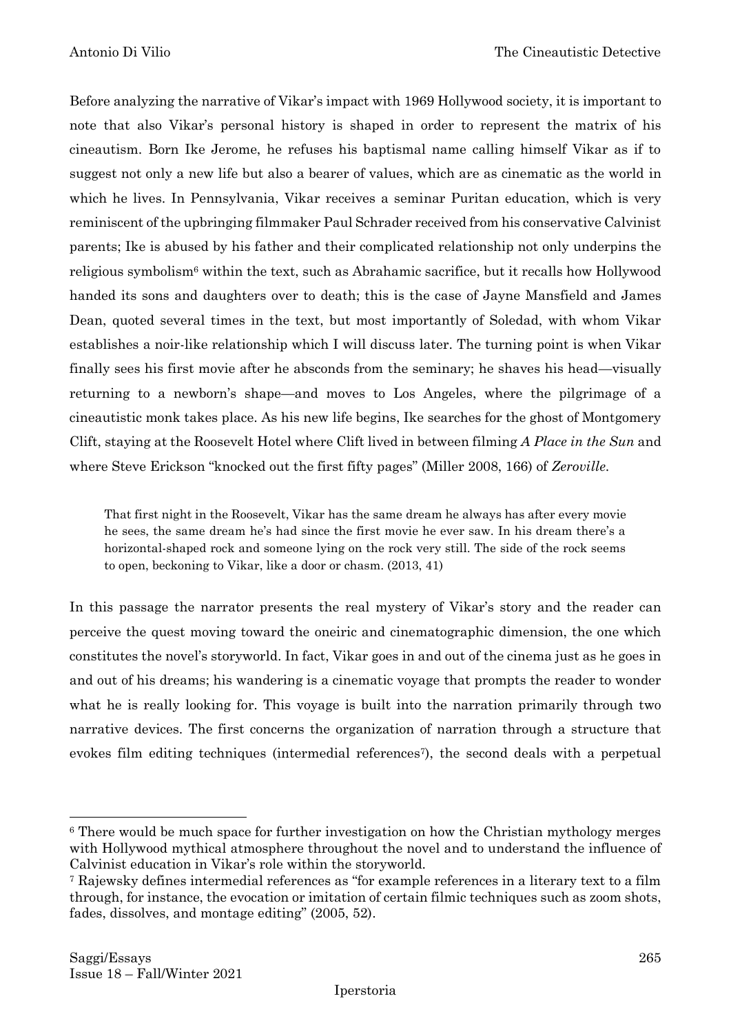Before analyzing the narrative of Vikar's impact with 1969 Hollywood society, it is important to note that also Vikar's personal history is shaped in order to represent the matrix of his cineautism. Born Ike Jerome, he refuses his baptismal name calling himself Vikar as if to suggest not only a new life but also a bearer of values, which are as cinematic as the world in which he lives. In Pennsylvania, Vikar receives a seminar Puritan education, which is very reminiscent of the upbringing filmmaker Paul Schrader received from his conservative Calvinist parents; Ike is abused by his father and their complicated relationship not only underpins the religious symbolism[6] within the text, such as Abrahamic sacrifice, but it recalls how Hollywood handed its sons and daughters over to death; this is the case of Jayne Mansfield and James Dean, quoted several times in the text, but most importantly of Soledad, with whom Vikar establishes a noir-like relationship which I will discuss later. The turning point is when Vikar finally sees his first movie after he absconds from the seminary; he shaves his head—visually returning to a newborn's shape—and moves to Los Angeles, where the pilgrimage of a cineautistic monk takes place. As his new life begins, Ike searches for the ghost of Montgomery Clift, staying at the Roosevelt Hotel where Clift lived in between filming *A Place in the Sun* and where Steve Erickson "knocked out the first fifty pages" (Miller 2008, 166) of *Zeroville*.

> That first night in the Roosevelt, Vikar has the same dream he always has after every movie he sees, the same dream he's had since the first movie he ever saw. In his dream there's a horizontal-shaped rock and someone lying on the rock very still. The side of the rock seems to open, beckoning to Vikar, like a door or chasm. (2013, 41)

In this passage the narrator presents the real mystery of Vikar's story and the reader can perceive the quest moving toward the oneiric and cinematographic dimension, the one which constitutes the novel's storyworld. In fact, Vikar goes in and out of the cinema just as he goes in and out of his dreams; his wandering is a cinematic voyage that prompts the reader to wonder what he is really looking for. This voyage is built into the narration primarily through two narrative devices. The first concerns the organization of narration through a structure that evokes film editing techniques (intermedial references[7]), the second deals with a perpetual

---

[6] There would be much space for further investigation on how the Christian mythology merges with Hollywood mythical atmosphere throughout the novel and to understand the influence of Calvinist education in Vikar's role within the storyworld.

[7] Rajewsky defines intermedial references as "for example references in a literary text to a film through, for instance, the evocation or imitation of certain filmic techniques such as zoom shots, fades, dissolves, and montage editing" (2005, 52).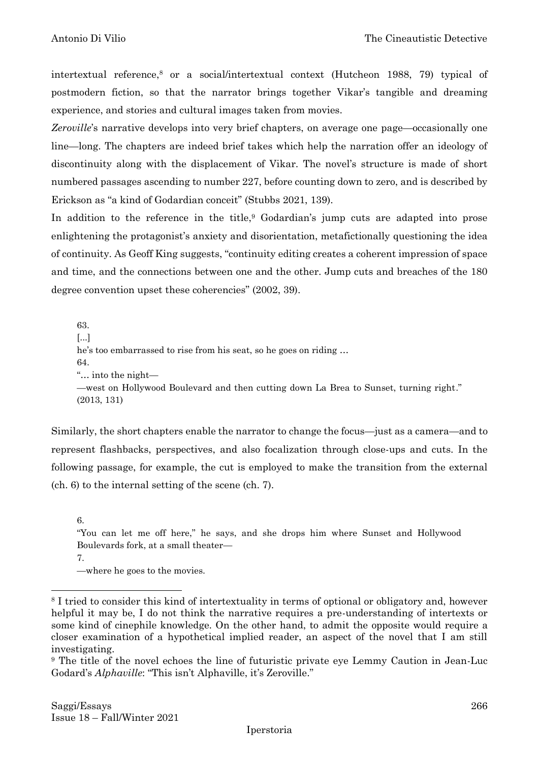intertextual reference,[8] or a social/intertextual context (Hutcheon 1988, 79) typical of postmodern fiction, so that the narrator brings together Vikar's tangible and dreaming experience, and stories and cultural images taken from movies.

*Zeroville*'s narrative develops into very brief chapters, on average one page—occasionally one line—long. The chapters are indeed brief takes which help the narration offer an ideology of discontinuity along with the displacement of Vikar. The novel's structure is made of short numbered passages ascending to number 227, before counting down to zero, and is described by Erickson as "a kind of Godardian conceit" (Stubbs 2021, 139).

In addition to the reference in the title,[9] Godardian's jump cuts are adapted into prose enlightening the protagonist's anxiety and disorientation, metafictionally questioning the idea of continuity. As Geoff King suggests, "continuity editing creates a coherent impression of space and time, and the connections between one and the other. Jump cuts and breaches of the 180 degree convention upset these coherencies" (2002, 39).

> 63.
> [...]
> he's too embarrassed to rise from his seat, so he goes on riding …
> 64.
> "… into the night—
> —west on Hollywood Boulevard and then cutting down La Brea to Sunset, turning right."
> (2013, 131)

Similarly, the short chapters enable the narrator to change the focus—just as a camera—and to represent flashbacks, perspectives, and also focalization through close-ups and cuts. In the following passage, for example, the cut is employed to make the transition from the external (ch. 6) to the internal setting of the scene (ch. 7).

> 6.
> "You can let me off here," he says, and she drops him where Sunset and Hollywood Boulevards fork, at a small theater—
> 7.
> —where he goes to the movies.

---

[8] I tried to consider this kind of intertextuality in terms of optional or obligatory and, however helpful it may be, I do not think the narrative requires a pre-understanding of intertexts or some kind of cinephile knowledge. On the other hand, to admit the opposite would require a closer examination of a hypothetical implied reader, an aspect of the novel that I am still investigating.

[9] The title of the novel echoes the line of futuristic private eye Lemmy Caution in Jean-Luc Godard's *Alphaville*: "This isn't Alphaville, it's Zeroville."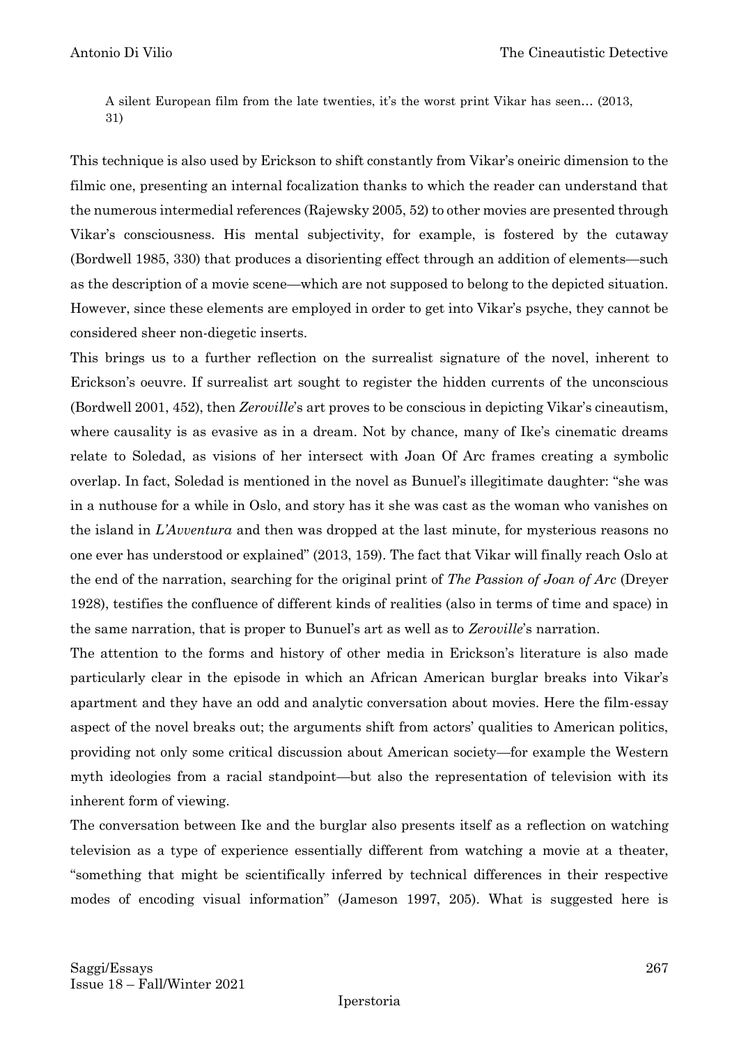> A silent European film from the late twenties, it's the worst print Vikar has seen… (2013, 31)

This technique is also used by Erickson to shift constantly from Vikar's oneiric dimension to the filmic one, presenting an internal focalization thanks to which the reader can understand that the numerous intermedial references (Rajewsky 2005, 52) to other movies are presented through Vikar's consciousness. His mental subjectivity, for example, is fostered by the cutaway (Bordwell 1985, 330) that produces a disorienting effect through an addition of elements—such as the description of a movie scene—which are not supposed to belong to the depicted situation. However, since these elements are employed in order to get into Vikar's psyche, they cannot be considered sheer non-diegetic inserts.

This brings us to a further reflection on the surrealist signature of the novel, inherent to Erickson's oeuvre. If surrealist art sought to register the hidden currents of the unconscious (Bordwell 2001, 452), then *Zeroville*'s art proves to be conscious in depicting Vikar's cineautism, where causality is as evasive as in a dream. Not by chance, many of Ike's cinematic dreams relate to Soledad, as visions of her intersect with Joan Of Arc frames creating a symbolic overlap. In fact, Soledad is mentioned in the novel as Bunuel's illegitimate daughter: "she was in a nuthouse for a while in Oslo, and story has it she was cast as the woman who vanishes on the island in *L'Avventura* and then was dropped at the last minute, for mysterious reasons no one ever has understood or explained" (2013, 159). The fact that Vikar will finally reach Oslo at the end of the narration, searching for the original print of *The Passion of Joan of Arc* (Dreyer 1928), testifies the confluence of different kinds of realities (also in terms of time and space) in the same narration, that is proper to Bunuel's art as well as to *Zeroville*'s narration.

The attention to the forms and history of other media in Erickson's literature is also made particularly clear in the episode in which an African American burglar breaks into Vikar's apartment and they have an odd and analytic conversation about movies. Here the film-essay aspect of the novel breaks out; the arguments shift from actors' qualities to American politics, providing not only some critical discussion about American society—for example the Western myth ideologies from a racial standpoint—but also the representation of television with its inherent form of viewing.

The conversation between Ike and the burglar also presents itself as a reflection on watching television as a type of experience essentially different from watching a movie at a theater, "something that might be scientifically inferred by technical differences in their respective modes of encoding visual information" (Jameson 1997, 205). What is suggested here is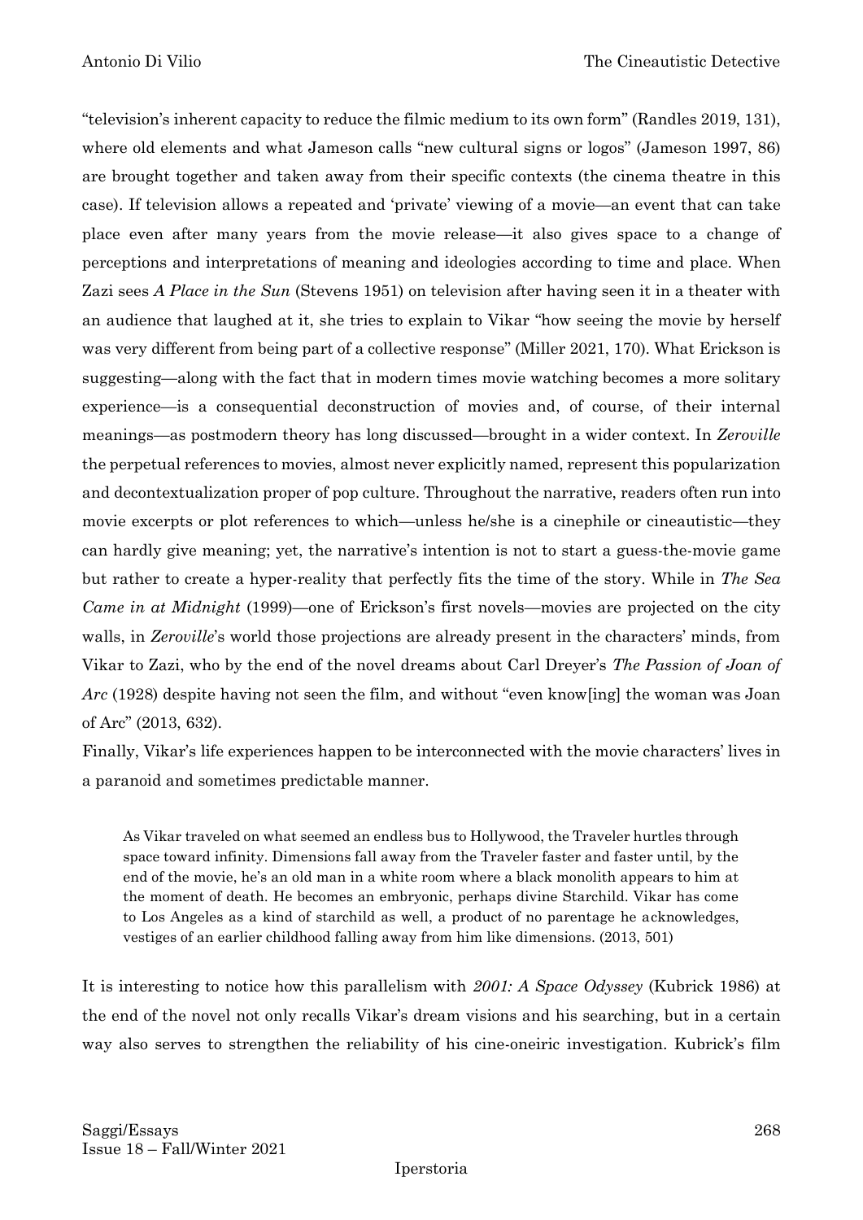"television's inherent capacity to reduce the filmic medium to its own form" (Randles 2019, 131), where old elements and what Jameson calls "new cultural signs or logos" (Jameson 1997, 86) are brought together and taken away from their specific contexts (the cinema theatre in this case). If television allows a repeated and 'private' viewing of a movie—an event that can take place even after many years from the movie release—it also gives space to a change of perceptions and interpretations of meaning and ideologies according to time and place. When Zazi sees *A Place in the Sun* (Stevens 1951) on television after having seen it in a theater with an audience that laughed at it, she tries to explain to Vikar "how seeing the movie by herself was very different from being part of a collective response" (Miller 2021, 170). What Erickson is suggesting—along with the fact that in modern times movie watching becomes a more solitary experience—is a consequential deconstruction of movies and, of course, of their internal meanings—as postmodern theory has long discussed—brought in a wider context. In *Zeroville* the perpetual references to movies, almost never explicitly named, represent this popularization and decontextualization proper of pop culture. Throughout the narrative, readers often run into movie excerpts or plot references to which—unless he/she is a cinephile or cineautistic—they can hardly give meaning; yet, the narrative's intention is not to start a guess-the-movie game but rather to create a hyper-reality that perfectly fits the time of the story. While in *The Sea Came in at Midnight* (1999)—one of Erickson's first novels—movies are projected on the city walls, in *Zeroville*'s world those projections are already present in the characters' minds, from Vikar to Zazi, who by the end of the novel dreams about Carl Dreyer's *The Passion of Joan of Arc* (1928) despite having not seen the film, and without "even know[ing] the woman was Joan of Arc" (2013, 632).

Finally, Vikar's life experiences happen to be interconnected with the movie characters' lives in a paranoid and sometimes predictable manner.

> As Vikar traveled on what seemed an endless bus to Hollywood, the Traveler hurtles through space toward infinity. Dimensions fall away from the Traveler faster and faster until, by the end of the movie, he's an old man in a white room where a black monolith appears to him at the moment of death. He becomes an embryonic, perhaps divine Starchild. Vikar has come to Los Angeles as a kind of starchild as well, a product of no parentage he acknowledges, vestiges of an earlier childhood falling away from him like dimensions. (2013, 501)

It is interesting to notice how this parallelism with *2001: A Space Odyssey* (Kubrick 1986) at the end of the novel not only recalls Vikar's dream visions and his searching, but in a certain way also serves to strengthen the reliability of his cine-oneiric investigation. Kubrick's film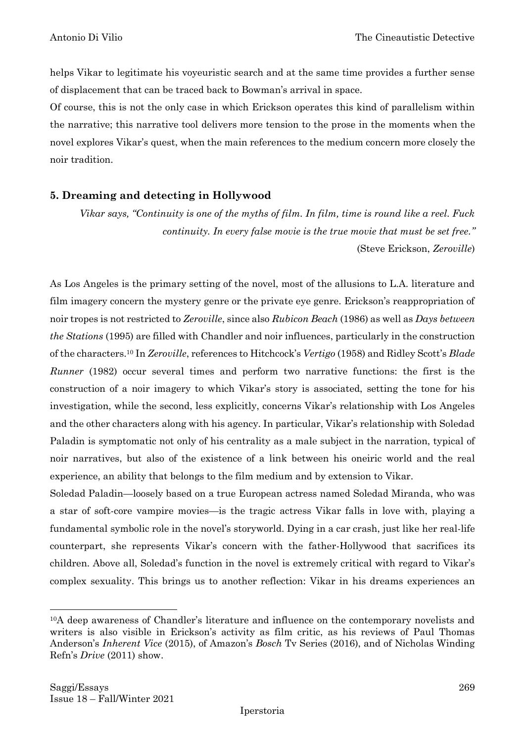helps Vikar to legitimate his voyeuristic search and at the same time provides a further sense of displacement that can be traced back to Bowman's arrival in space.

Of course, this is not the only case in which Erickson operates this kind of parallelism within the narrative; this narrative tool delivers more tension to the prose in the moments when the novel explores Vikar's quest, when the main references to the medium concern more closely the noir tradition.

## 5. Dreaming and detecting in Hollywood

> *Vikar says, "Continuity is one of the myths of film. In film, time is round like a reel. Fuck continuity. In every false movie is the true movie that must be set free."*
>
> (Steve Erickson, *Zeroville*)

As Los Angeles is the primary setting of the novel, most of the allusions to L.A. literature and film imagery concern the mystery genre or the private eye genre. Erickson's reappropriation of noir tropes is not restricted to *Zeroville*, since also *Rubicon Beach* (1986) as well as *Days between the Stations* (1995) are filled with Chandler and noir influences, particularly in the construction of the characters.[10] In *Zeroville*, references to Hitchcock's *Vertigo* (1958) and Ridley Scott's *Blade Runner* (1982) occur several times and perform two narrative functions: the first is the construction of a noir imagery to which Vikar's story is associated, setting the tone for his investigation, while the second, less explicitly, concerns Vikar's relationship with Los Angeles and the other characters along with his agency. In particular, Vikar's relationship with Soledad Paladin is symptomatic not only of his centrality as a male subject in the narration, typical of noir narratives, but also of the existence of a link between his oneiric world and the real experience, an ability that belongs to the film medium and by extension to Vikar.

Soledad Paladin—loosely based on a true European actress named Soledad Miranda, who was a star of soft-core vampire movies—is the tragic actress Vikar falls in love with, playing a fundamental symbolic role in the novel's storyworld. Dying in a car crash, just like her real-life counterpart, she represents Vikar's concern with the father-Hollywood that sacrifices its children. Above all, Soledad's function in the novel is extremely critical with regard to Vikar's complex sexuality. This brings us to another reflection: Vikar in his dreams experiences an

---

[10] A deep awareness of Chandler's literature and influence on the contemporary novelists and writers is also visible in Erickson's activity as film critic, as his reviews of Paul Thomas Anderson's *Inherent Vice* (2015), of Amazon's *Bosch* Tv Series (2016), and of Nicholas Winding Refn's *Drive* (2011) show.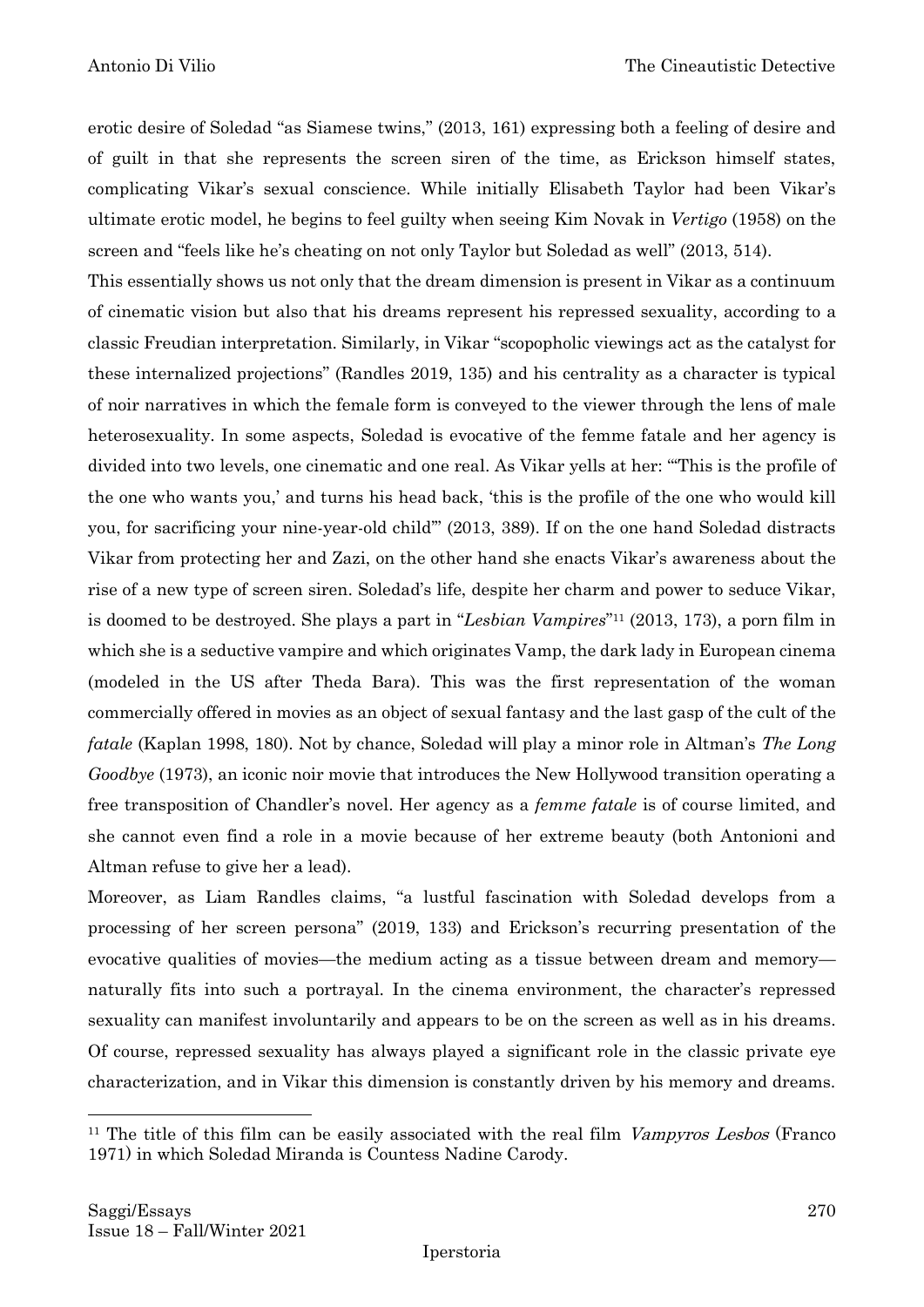erotic desire of Soledad "as Siamese twins," (2013, 161) expressing both a feeling of desire and of guilt in that she represents the screen siren of the time, as Erickson himself states, complicating Vikar's sexual conscience. While initially Elisabeth Taylor had been Vikar's ultimate erotic model, he begins to feel guilty when seeing Kim Novak in *Vertigo* (1958) on the screen and "feels like he's cheating on not only Taylor but Soledad as well" (2013, 514).

This essentially shows us not only that the dream dimension is present in Vikar as a continuum of cinematic vision but also that his dreams represent his repressed sexuality, according to a classic Freudian interpretation. Similarly, in Vikar "scopopholic viewings act as the catalyst for these internalized projections" (Randles 2019, 135) and his centrality as a character is typical of noir narratives in which the female form is conveyed to the viewer through the lens of male heterosexuality. In some aspects, Soledad is evocative of the femme fatale and her agency is divided into two levels, one cinematic and one real. As Vikar yells at her: "'This is the profile of the one who wants you,' and turns his head back, 'this is the profile of the one who would kill you, for sacrificing your nine-year-old child'" (2013, 389). If on the one hand Soledad distracts Vikar from protecting her and Zazi, on the other hand she enacts Vikar's awareness about the rise of a new type of screen siren. Soledad's life, despite her charm and power to seduce Vikar, is doomed to be destroyed. She plays a part in "*Lesbian Vampires*"[11] (2013, 173), a porn film in which she is a seductive vampire and which originates Vamp, the dark lady in European cinema (modeled in the US after Theda Bara). This was the first representation of the woman commercially offered in movies as an object of sexual fantasy and the last gasp of the cult of the *fatale* (Kaplan 1998, 180). Not by chance, Soledad will play a minor role in Altman's *The Long Goodbye* (1973), an iconic noir movie that introduces the New Hollywood transition operating a free transposition of Chandler's novel. Her agency as a *femme fatale* is of course limited, and she cannot even find a role in a movie because of her extreme beauty (both Antonioni and Altman refuse to give her a lead).

Moreover, as Liam Randles claims, "a lustful fascination with Soledad develops from a processing of her screen persona" (2019, 133) and Erickson's recurring presentation of the evocative qualities of movies—the medium acting as a tissue between dream and memory—naturally fits into such a portrayal. In the cinema environment, the character's repressed sexuality can manifest involuntarily and appears to be on the screen as well as in his dreams. Of course, repressed sexuality has always played a significant role in the classic private eye characterization, and in Vikar this dimension is constantly driven by his memory and dreams.

---

[11] The title of this film can be easily associated with the real film *Vampyros Lesbos* (Franco 1971) in which Soledad Miranda is Countess Nadine Carody.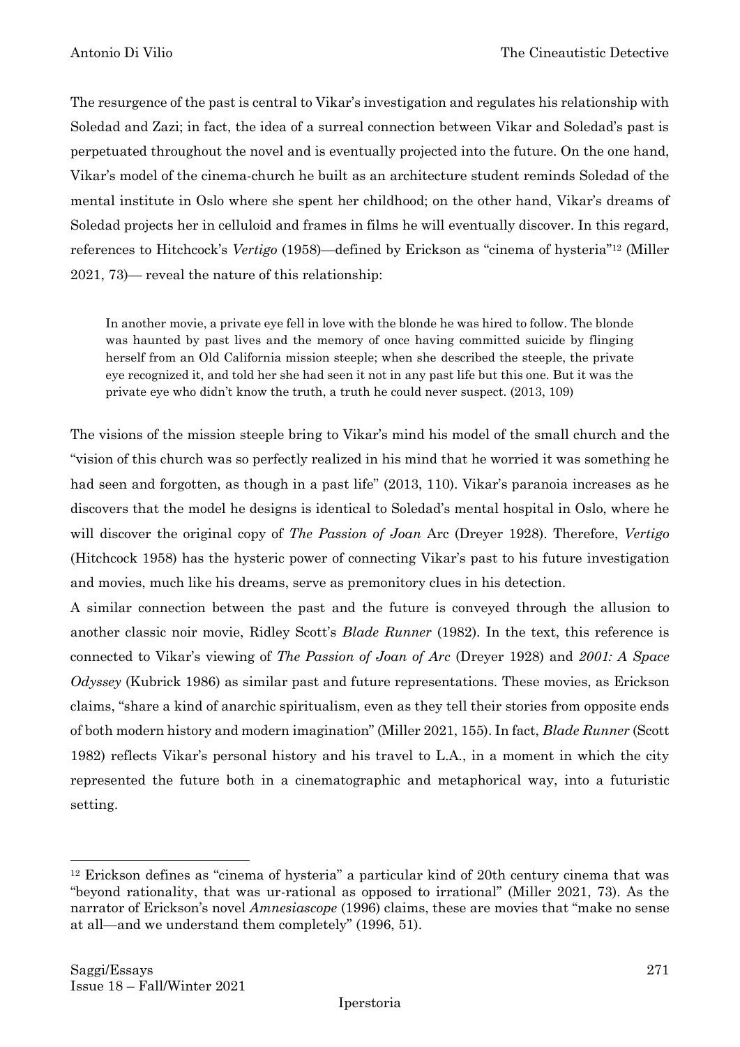The resurgence of the past is central to Vikar's investigation and regulates his relationship with Soledad and Zazi; in fact, the idea of a surreal connection between Vikar and Soledad's past is perpetuated throughout the novel and is eventually projected into the future. On the one hand, Vikar's model of the cinema-church he built as an architecture student reminds Soledad of the mental institute in Oslo where she spent her childhood; on the other hand, Vikar's dreams of Soledad projects her in celluloid and frames in films he will eventually discover. In this regard, references to Hitchcock's *Vertigo* (1958)—defined by Erickson as "cinema of hysteria"[12] (Miller 2021, 73)— reveal the nature of this relationship:

> In another movie, a private eye fell in love with the blonde he was hired to follow. The blonde was haunted by past lives and the memory of once having committed suicide by flinging herself from an Old California mission steeple; when she described the steeple, the private eye recognized it, and told her she had seen it not in any past life but this one. But it was the private eye who didn't know the truth, a truth he could never suspect. (2013, 109)

The visions of the mission steeple bring to Vikar's mind his model of the small church and the "vision of this church was so perfectly realized in his mind that he worried it was something he had seen and forgotten, as though in a past life" (2013, 110). Vikar's paranoia increases as he discovers that the model he designs is identical to Soledad's mental hospital in Oslo, where he will discover the original copy of *The Passion of Joan* Arc (Dreyer 1928). Therefore, *Vertigo* (Hitchcock 1958) has the hysteric power of connecting Vikar's past to his future investigation and movies, much like his dreams, serve as premonitory clues in his detection.

A similar connection between the past and the future is conveyed through the allusion to another classic noir movie, Ridley Scott's *Blade Runner* (1982). In the text, this reference is connected to Vikar's viewing of *The Passion of Joan of Arc* (Dreyer 1928) and *2001: A Space Odyssey* (Kubrick 1986) as similar past and future representations. These movies, as Erickson claims, "share a kind of anarchic spiritualism, even as they tell their stories from opposite ends of both modern history and modern imagination" (Miller 2021, 155). In fact, *Blade Runner* (Scott 1982) reflects Vikar's personal history and his travel to L.A., in a moment in which the city represented the future both in a cinematographic and metaphorical way, into a futuristic setting.

---

[12] Erickson defines as "cinema of hysteria" a particular kind of 20th century cinema that was "beyond rationality, that was ur-rational as opposed to irrational" (Miller 2021, 73). As the narrator of Erickson's novel *Amnesiascope* (1996) claims, these are movies that "make no sense at all—and we understand them completely" (1996, 51).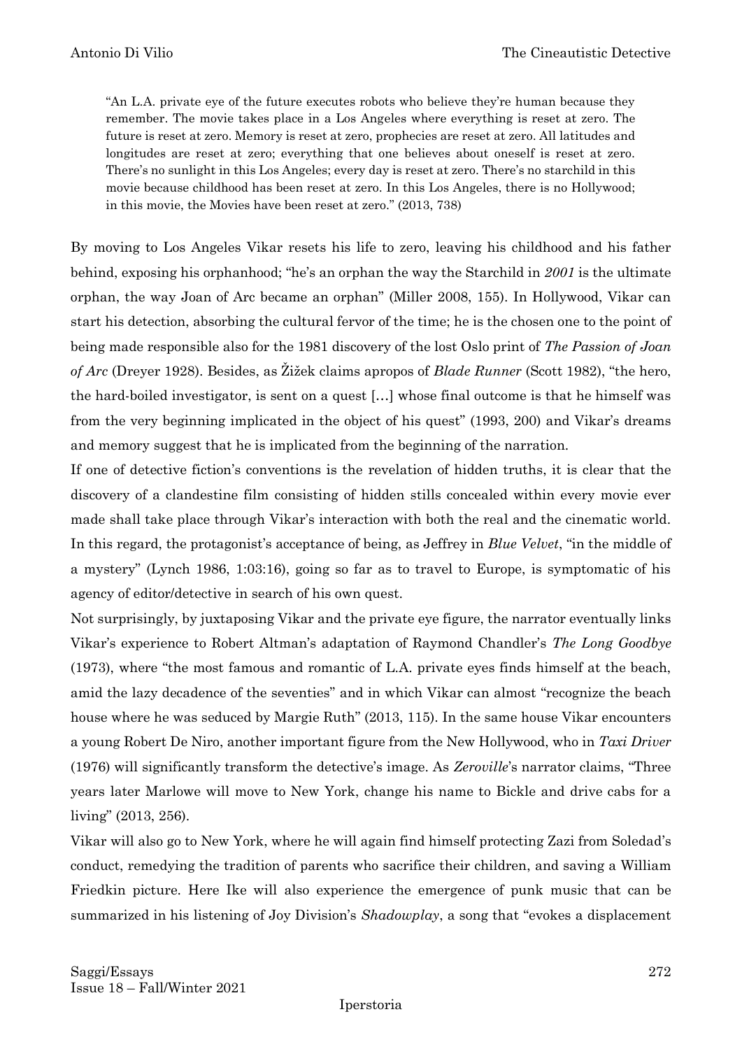> "An L.A. private eye of the future executes robots who believe they're human because they remember. The movie takes place in a Los Angeles where everything is reset at zero. The future is reset at zero. Memory is reset at zero, prophecies are reset at zero. All latitudes and longitudes are reset at zero; everything that one believes about oneself is reset at zero. There's no sunlight in this Los Angeles; every day is reset at zero. There's no starchild in this movie because childhood has been reset at zero. In this Los Angeles, there is no Hollywood; in this movie, the Movies have been reset at zero." (2013, 738)

By moving to Los Angeles Vikar resets his life to zero, leaving his childhood and his father behind, exposing his orphanhood; "he's an orphan the way the Starchild in *2001* is the ultimate orphan, the way Joan of Arc became an orphan" (Miller 2008, 155). In Hollywood, Vikar can start his detection, absorbing the cultural fervor of the time; he is the chosen one to the point of being made responsible also for the 1981 discovery of the lost Oslo print of *The Passion of Joan of Arc* (Dreyer 1928). Besides, as Žižek claims apropos of *Blade Runner* (Scott 1982), "the hero, the hard-boiled investigator, is sent on a quest […] whose final outcome is that he himself was from the very beginning implicated in the object of his quest" (1993, 200) and Vikar's dreams and memory suggest that he is implicated from the beginning of the narration.

If one of detective fiction's conventions is the revelation of hidden truths, it is clear that the discovery of a clandestine film consisting of hidden stills concealed within every movie ever made shall take place through Vikar's interaction with both the real and the cinematic world. In this regard, the protagonist's acceptance of being, as Jeffrey in *Blue Velvet*, "in the middle of a mystery" (Lynch 1986, 1:03:16), going so far as to travel to Europe, is symptomatic of his agency of editor/detective in search of his own quest.

Not surprisingly, by juxtaposing Vikar and the private eye figure, the narrator eventually links Vikar's experience to Robert Altman's adaptation of Raymond Chandler's *The Long Goodbye* (1973), where "the most famous and romantic of L.A. private eyes finds himself at the beach, amid the lazy decadence of the seventies" and in which Vikar can almost "recognize the beach house where he was seduced by Margie Ruth" (2013, 115). In the same house Vikar encounters a young Robert De Niro, another important figure from the New Hollywood, who in *Taxi Driver* (1976) will significantly transform the detective's image. As *Zeroville*'s narrator claims, "Three years later Marlowe will move to New York, change his name to Bickle and drive cabs for a living" (2013, 256).

Vikar will also go to New York, where he will again find himself protecting Zazi from Soledad's conduct, remedying the tradition of parents who sacrifice their children, and saving a William Friedkin picture. Here Ike will also experience the emergence of punk music that can be summarized in his listening of Joy Division's *Shadowplay*, a song that "evokes a displacement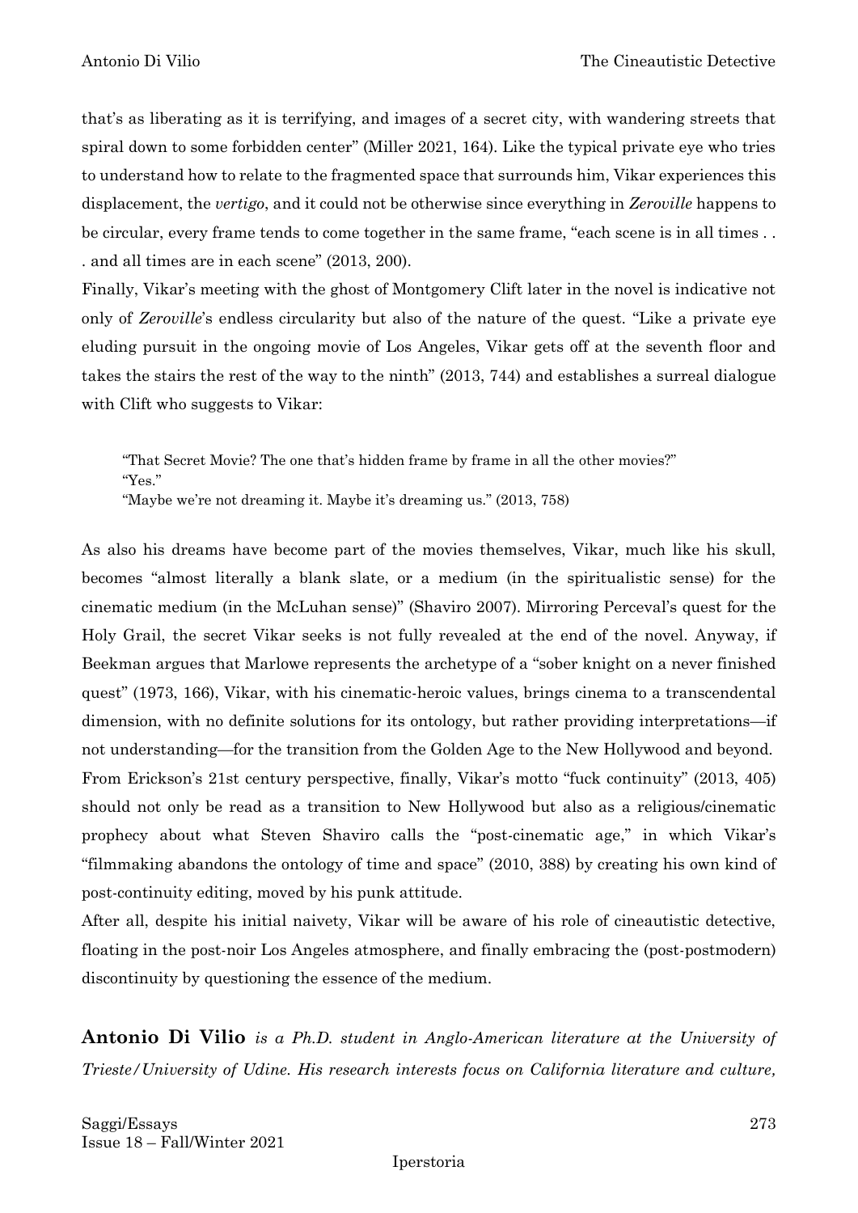that's as liberating as it is terrifying, and images of a secret city, with wandering streets that spiral down to some forbidden center" (Miller 2021, 164). Like the typical private eye who tries to understand how to relate to the fragmented space that surrounds him, Vikar experiences this displacement, the *vertigo*, and it could not be otherwise since everything in *Zeroville* happens to be circular, every frame tends to come together in the same frame, "each scene is in all times . . . and all times are in each scene" (2013, 200).

Finally, Vikar's meeting with the ghost of Montgomery Clift later in the novel is indicative not only of *Zeroville*'s endless circularity but also of the nature of the quest. "Like a private eye eluding pursuit in the ongoing movie of Los Angeles, Vikar gets off at the seventh floor and takes the stairs the rest of the way to the ninth" (2013, 744) and establishes a surreal dialogue with Clift who suggests to Vikar:

> "That Secret Movie? The one that's hidden frame by frame in all the other movies?"
> "Yes."
> "Maybe we're not dreaming it. Maybe it's dreaming us." (2013, 758)

As also his dreams have become part of the movies themselves, Vikar, much like his skull, becomes "almost literally a blank slate, or a medium (in the spiritualistic sense) for the cinematic medium (in the McLuhan sense)" (Shaviro 2007). Mirroring Perceval's quest for the Holy Grail, the secret Vikar seeks is not fully revealed at the end of the novel. Anyway, if Beekman argues that Marlowe represents the archetype of a "sober knight on a never finished quest" (1973, 166), Vikar, with his cinematic-heroic values, brings cinema to a transcendental dimension, with no definite solutions for its ontology, but rather providing interpretations—if not understanding—for the transition from the Golden Age to the New Hollywood and beyond.

From Erickson's 21st century perspective, finally, Vikar's motto "fuck continuity" (2013, 405) should not only be read as a transition to New Hollywood but also as a religious/cinematic prophecy about what Steven Shaviro calls the "post-cinematic age," in which Vikar's "filmmaking abandons the ontology of time and space" (2010, 388) by creating his own kind of post-continuity editing, moved by his punk attitude.

After all, despite his initial naivety, Vikar will be aware of his role of cineautistic detective, floating in the post-noir Los Angeles atmosphere, and finally embracing the (post-postmodern) discontinuity by questioning the essence of the medium.

**Antonio Di Vilio** *is a Ph.D. student in Anglo-American literature at the University of Trieste/University of Udine. His research interests focus on California literature and culture,*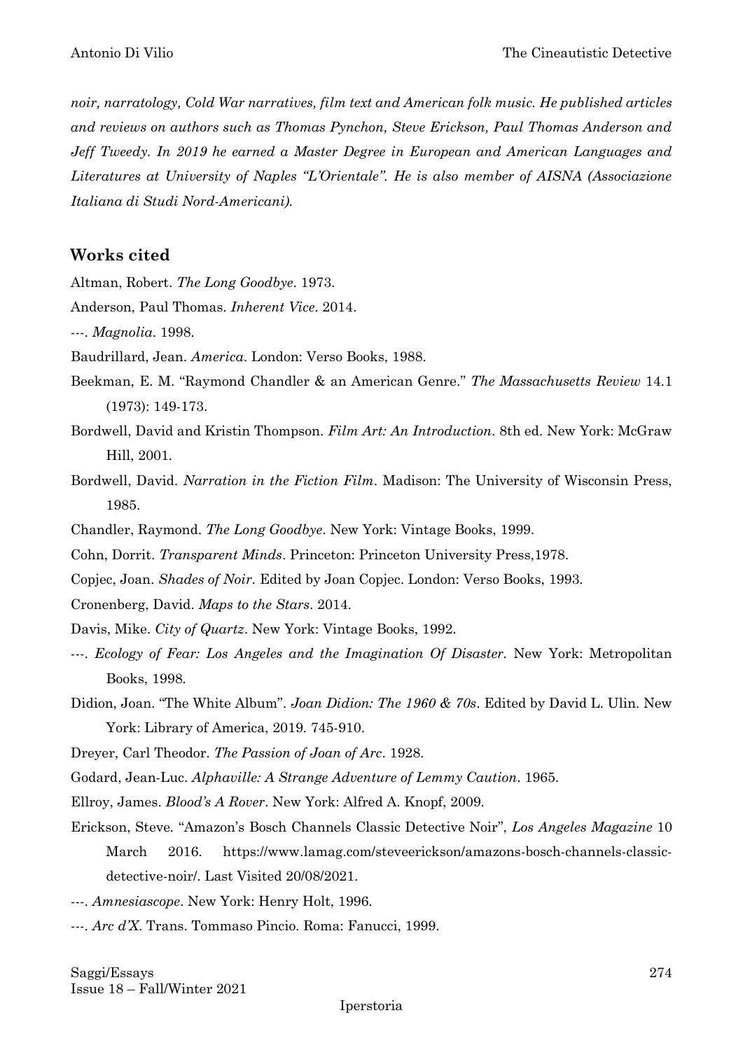*noir, narratology, Cold War narratives, film text and American folk music. He published articles and reviews on authors such as Thomas Pynchon, Steve Erickson, Paul Thomas Anderson and Jeff Tweedy. In 2019 he earned a Master Degree in European and American Languages and Literatures at University of Naples "L'Orientale". He is also member of AISNA (Associazione Italiana di Studi Nord-Americani).*

## Works cited

Altman, Robert. *The Long Goodbye*. 1973.

Anderson, Paul Thomas. *Inherent Vice*. 2014.

---. *Magnolia*. 1998.

Baudrillard, Jean. *America*. London: Verso Books, 1988.

Beekman, E. M. "Raymond Chandler & an American Genre." *The Massachusetts Review* 14.1 (1973): 149-173.

Bordwell, David and Kristin Thompson. *Film Art: An Introduction*. 8th ed. New York: McGraw Hill, 2001.

Bordwell, David. *Narration in the Fiction Film*. Madison: The University of Wisconsin Press, 1985.

Chandler, Raymond. *The Long Goodbye*. New York: Vintage Books, 1999.

Cohn, Dorrit. *Transparent Minds*. Princeton: Princeton University Press,1978.

Copjec, Joan. *Shades of Noir*. Edited by Joan Copjec. London: Verso Books, 1993.

Cronenberg, David. *Maps to the Stars*. 2014.

Davis, Mike. *City of Quartz*. New York: Vintage Books, 1992.

---. *Ecology of Fear: Los Angeles and the Imagination Of Disaster*. New York: Metropolitan Books, 1998.

Didion, Joan. "The White Album". *Joan Didion: The 1960 & 70s*. Edited by David L. Ulin. New York: Library of America, 2019. 745-910.

Dreyer, Carl Theodor. *The Passion of Joan of Arc*. 1928.

Godard, Jean-Luc. *Alphaville: A Strange Adventure of Lemmy Caution*. 1965.

Ellroy, James. *Blood's A Rover*. New York: Alfred A. Knopf, 2009.

Erickson, Steve. "Amazon's Bosch Channels Classic Detective Noir", *Los Angeles Magazine* 10 March 2016. https://www.lamag.com/steveerickson/amazons-bosch-channels-classic-detective-noir/. Last Visited 20/08/2021.

---. *Amnesiascope*. New York: Henry Holt, 1996.

---. *Arc d'X*. Trans. Tommaso Pincio. Roma: Fanucci, 1999.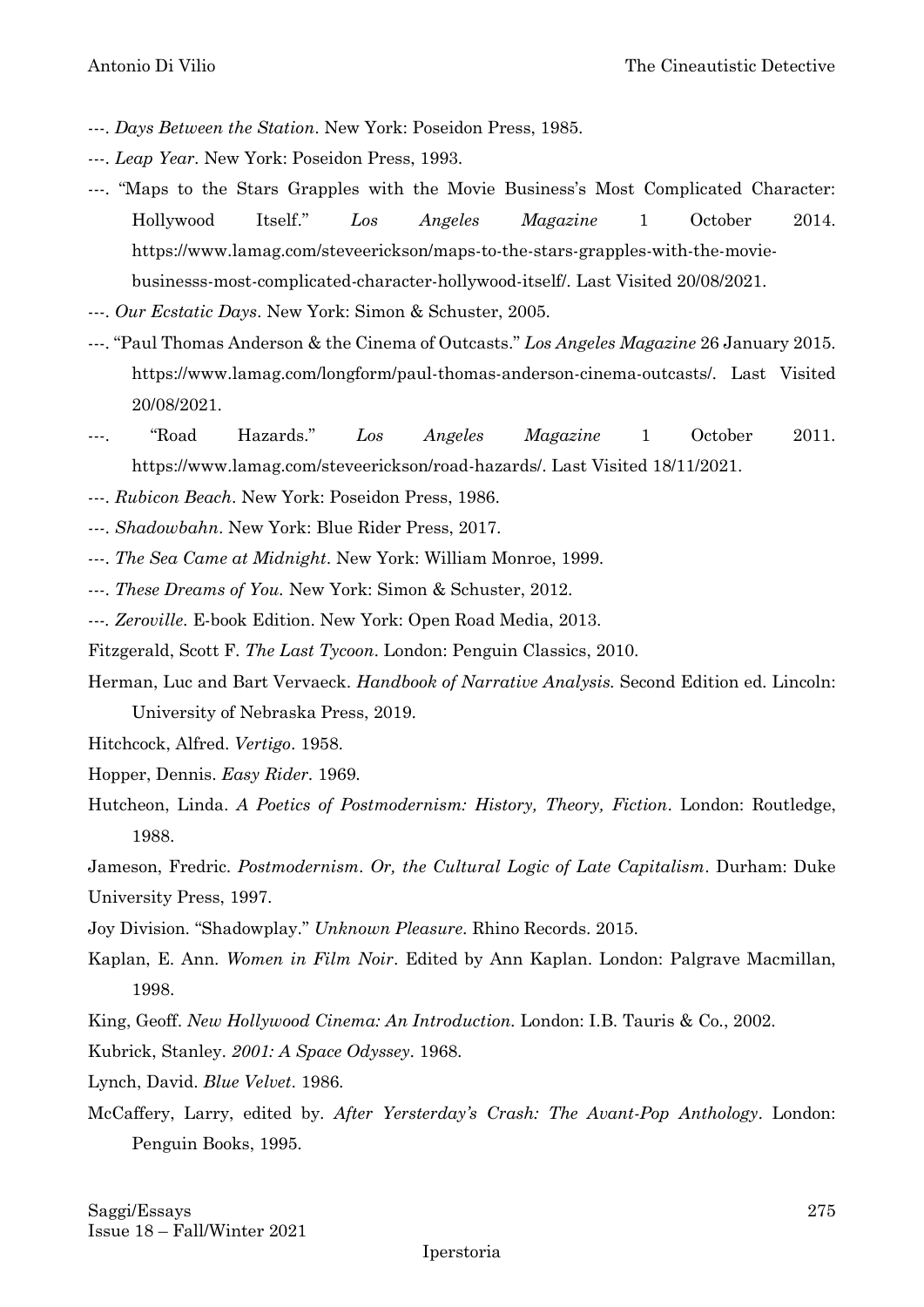---. *Days Between the Station*. New York: Poseidon Press, 1985.

---. *Leap Year*. New York: Poseidon Press, 1993.

---. "Maps to the Stars Grapples with the Movie Business's Most Complicated Character: Hollywood Itself." *Los Angeles Magazine* 1 October 2014. https://www.lamag.com/steveerickson/maps-to-the-stars-grapples-with-the-movie-businesss-most-complicated-character-hollywood-itself/. Last Visited 20/08/2021.

---. *Our Ecstatic Days*. New York: Simon & Schuster, 2005.

---. "Paul Thomas Anderson & the Cinema of Outcasts." *Los Angeles Magazine* 26 January 2015. https://www.lamag.com/longform/paul-thomas-anderson-cinema-outcasts/. Last Visited 20/08/2021.

---. "Road Hazards." *Los Angeles Magazine* 1 October 2011. https://www.lamag.com/steveerickson/road-hazards/. Last Visited 18/11/2021.

---. *Rubicon Beach*. New York: Poseidon Press, 1986.

---. *Shadowbahn*. New York: Blue Rider Press, 2017.

---. *The Sea Came at Midnight*. New York: William Monroe, 1999.

---. *These Dreams of You.* New York: Simon & Schuster, 2012.

---. *Zeroville.* E-book Edition. New York: Open Road Media, 2013.

Fitzgerald, Scott F. *The Last Tycoon*. London: Penguin Classics, 2010.

Herman, Luc and Bart Vervaeck. *Handbook of Narrative Analysis.* Second Edition ed. Lincoln: University of Nebraska Press, 2019.

Hitchcock, Alfred. *Vertigo*. 1958.

Hopper, Dennis. *Easy Rider*. 1969.

Hutcheon, Linda. *A Poetics of Postmodernism: History, Theory, Fiction*. London: Routledge, 1988.

Jameson, Fredric. *Postmodernism. Or, the Cultural Logic of Late Capitalism*. Durham: Duke University Press, 1997.

Joy Division. "Shadowplay." *Unknown Pleasure*. Rhino Records. 2015.

Kaplan, E. Ann. *Women in Film Noir*. Edited by Ann Kaplan. London: Palgrave Macmillan, 1998.

King, Geoff. *New Hollywood Cinema: An Introduction.* London: I.B. Tauris & Co., 2002.

Kubrick, Stanley. *2001: A Space Odyssey*. 1968.

Lynch, David. *Blue Velvet*. 1986.

McCaffery, Larry, edited by. *After Yersterday's Crash: The Avant-Pop Anthology*. London: Penguin Books, 1995.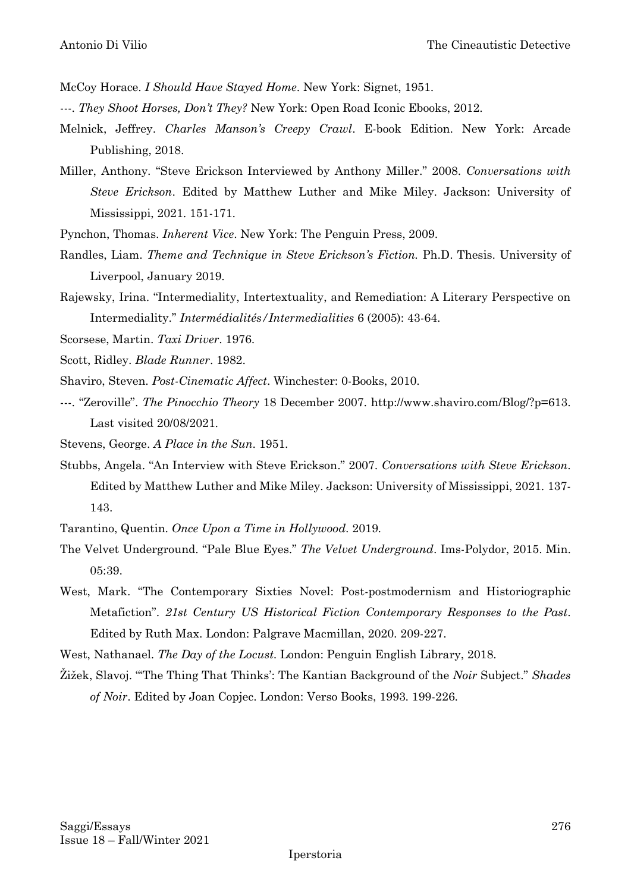McCoy Horace. *I Should Have Stayed Home*. New York: Signet, 1951.

---. *They Shoot Horses, Don't They?* New York: Open Road Iconic Ebooks, 2012.

Melnick, Jeffrey. *Charles Manson's Creepy Crawl*. E-book Edition. New York: Arcade Publishing, 2018.

Miller, Anthony. "Steve Erickson Interviewed by Anthony Miller." 2008. *Conversations with Steve Erickson*. Edited by Matthew Luther and Mike Miley. Jackson: University of Mississippi, 2021. 151-171.

Pynchon, Thomas. *Inherent Vice*. New York: The Penguin Press, 2009.

Randles, Liam. *Theme and Technique in Steve Erickson's Fiction.* Ph.D. Thesis. University of Liverpool, January 2019.

Rajewsky, Irina. "Intermediality, Intertextuality, and Remediation: A Literary Perspective on Intermediality." *Intermédialités/Intermedialities* 6 (2005): 43-64.

Scorsese, Martin. *Taxi Driver*. 1976.

Scott, Ridley. *Blade Runner*. 1982.

Shaviro, Steven. *Post-Cinematic Affect*. Winchester: 0-Books, 2010.

---. "Zeroville". *The Pinocchio Theory* 18 December 2007. http://www.shaviro.com/Blog/?p=613. Last visited 20/08/2021.

Stevens, George. *A Place in the Sun*. 1951.

Stubbs, Angela. "An Interview with Steve Erickson." 2007. *Conversations with Steve Erickson*. Edited by Matthew Luther and Mike Miley. Jackson: University of Mississippi, 2021. 137-143.

Tarantino, Quentin. *Once Upon a Time in Hollywood*. 2019.

The Velvet Underground. "Pale Blue Eyes." *The Velvet Underground*. Ims-Polydor, 2015. Min. 05:39.

West, Mark. "The Contemporary Sixties Novel: Post-postmodernism and Historiographic Metafiction". *21st Century US Historical Fiction Contemporary Responses to the Past*. Edited by Ruth Max. London: Palgrave Macmillan, 2020. 209-227.

West, Nathanael. *The Day of the Locust*. London: Penguin English Library, 2018.

Žižek, Slavoj. "'The Thing That Thinks': The Kantian Background of the *Noir* Subject." *Shades of Noir*. Edited by Joan Copjec. London: Verso Books, 1993. 199-226.